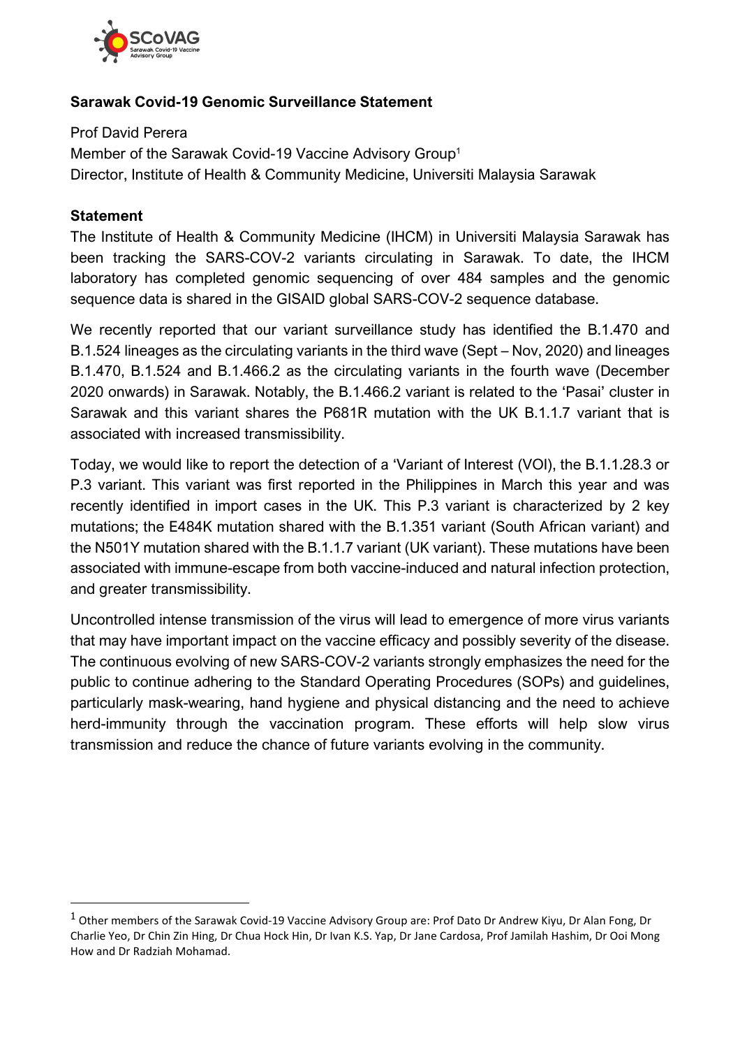**Sarawak Covid-19 Genomic Surveillance Statement**

Prof David Perera
Member of the Sarawak Covid-19 Vaccine Advisory Group[1]
Director, Institute of Health & Community Medicine, Universiti Malaysia Sarawak

**Statement**

The Institute of Health & Community Medicine (IHCM) in Universiti Malaysia Sarawak has been tracking the SARS-COV-2 variants circulating in Sarawak. To date, the IHCM laboratory has completed genomic sequencing of over 484 samples and the genomic sequence data is shared in the GISAID global SARS-COV-2 sequence database.

We recently reported that our variant surveillance study has identified the B.1.470 and B.1.524 lineages as the circulating variants in the third wave (Sept – Nov, 2020) and lineages B.1.470, B.1.524 and B.1.466.2 as the circulating variants in the fourth wave (December 2020 onwards) in Sarawak. Notably, the B.1.466.2 variant is related to the 'Pasai' cluster in Sarawak and this variant shares the P681R mutation with the UK B.1.1.7 variant that is associated with increased transmissibility.

Today, we would like to report the detection of a 'Variant of Interest (VOI), the B.1.1.28.3 or P.3 variant. This variant was first reported in the Philippines in March this year and was recently identified in import cases in the UK. This P.3 variant is characterized by 2 key mutations; the E484K mutation shared with the B.1.351 variant (South African variant) and the N501Y mutation shared with the B.1.1.7 variant (UK variant). These mutations have been associated with immune-escape from both vaccine-induced and natural infection protection, and greater transmissibility.

Uncontrolled intense transmission of the virus will lead to emergence of more virus variants that may have important impact on the vaccine efficacy and possibly severity of the disease. The continuous evolving of new SARS-COV-2 variants strongly emphasizes the need for the public to continue adhering to the Standard Operating Procedures (SOPs) and guidelines, particularly mask-wearing, hand hygiene and physical distancing and the need to achieve herd-immunity through the vaccination program. These efforts will help slow virus transmission and reduce the chance of future variants evolving in the community.

---

[1] Other members of the Sarawak Covid-19 Vaccine Advisory Group are: Prof Dato Dr Andrew Kiyu, Dr Alan Fong, Dr Charlie Yeo, Dr Chin Zin Hing, Dr Chua Hock Hin, Dr Ivan K.S. Yap, Dr Jane Cardosa, Prof Jamilah Hashim, Dr Ooi Mong How and Dr Radziah Mohamad.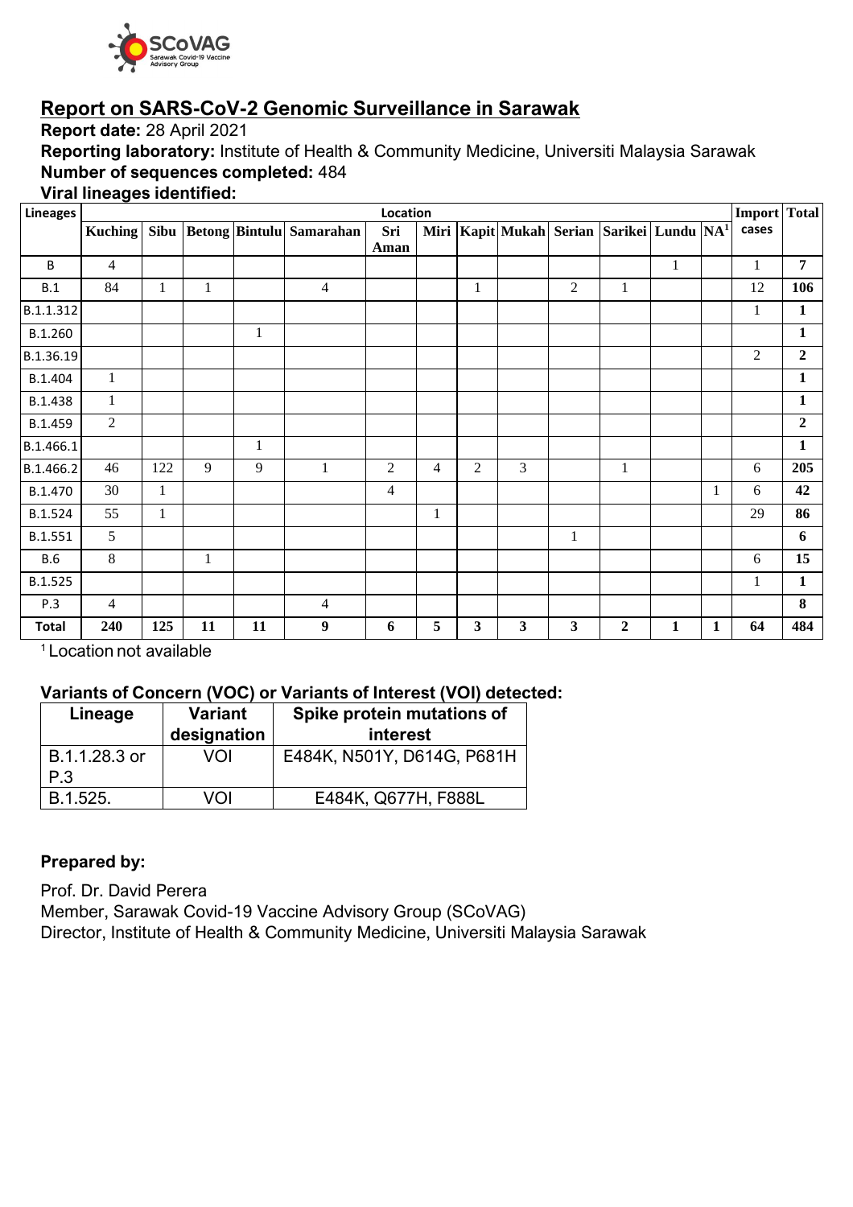# Report on SARS-CoV-2 Genomic Surveillance in Sarawak

**Report date:** 28 April 2021

**Reporting laboratory:** Institute of Health & Community Medicine, Universiti Malaysia Sarawak

**Number of sequences completed:** 484

**Viral lineages identified:**

| Lineages | Location | | | | | | | | | | | | | Import cases | Total |
|---|---|---|---|---|---|---|---|---|---|---|---|---|---|---|---|
| | Kuching | Sibu | Betong | Bintulu | Samarahan | Sri Aman | Miri | Kapit | Mukah | Serian | Sarikei | Lundu | NA[1] | | |
| B | 4 | | | | | | | | | | | 1 | | 1 | **7** |
| B.1 | 84 | 1 | 1 | | 4 | | | 1 | | 2 | 1 | | | 12 | **106** |
| B.1.1.312 | | | | | | | | | | | | | | 1 | **1** |
| B.1.260 | | | | 1 | | | | | | | | | | | **1** |
| B.1.36.19 | | | | | | | | | | | | | | 2 | **2** |
| B.1.404 | 1 | | | | | | | | | | | | | | **1** |
| B.1.438 | 1 | | | | | | | | | | | | | | **1** |
| B.1.459 | 2 | | | | | | | | | | | | | | **2** |
| B.1.466.1 | | | | 1 | | | | | | | | | | | **1** |
| B.1.466.2 | 46 | 122 | 9 | 9 | 1 | 2 | 4 | 2 | 3 | | 1 | | | 6 | **205** |
| B.1.470 | 30 | 1 | | | | 4 | | | | | | | 1 | 6 | **42** |
| B.1.524 | 55 | 1 | | | | | 1 | | | | | | | 29 | **86** |
| B.1.551 | 5 | | | | | | | | | 1 | | | | | **6** |
| B.6 | 8 | | 1 | | | | | | | | | | | 6 | **15** |
| B.1.525 | | | | | | | | | | | | | | 1 | **1** |
| P.3 | 4 | | | | 4 | | | | | | | | | | **8** |
| **Total** | **240** | **125** | **11** | **11** | **9** | **6** | **5** | **3** | **3** | **3** | **2** | **1** | **1** | **64** | **484** |

[1] Location not available

**Variants of Concern (VOC) or Variants of Interest (VOI) detected:**

| Lineage | Variant designation | Spike protein mutations of interest |
|---|---|---|
| B.1.1.28.3 or P.3 | VOI | E484K, N501Y, D614G, P681H |
| B.1.525. | VOI | E484K, Q677H, F888L |

**Prepared by:**

Prof. Dr. David Perera
Member, Sarawak Covid-19 Vaccine Advisory Group (SCoVAG)
Director, Institute of Health & Community Medicine, Universiti Malaysia Sarawak